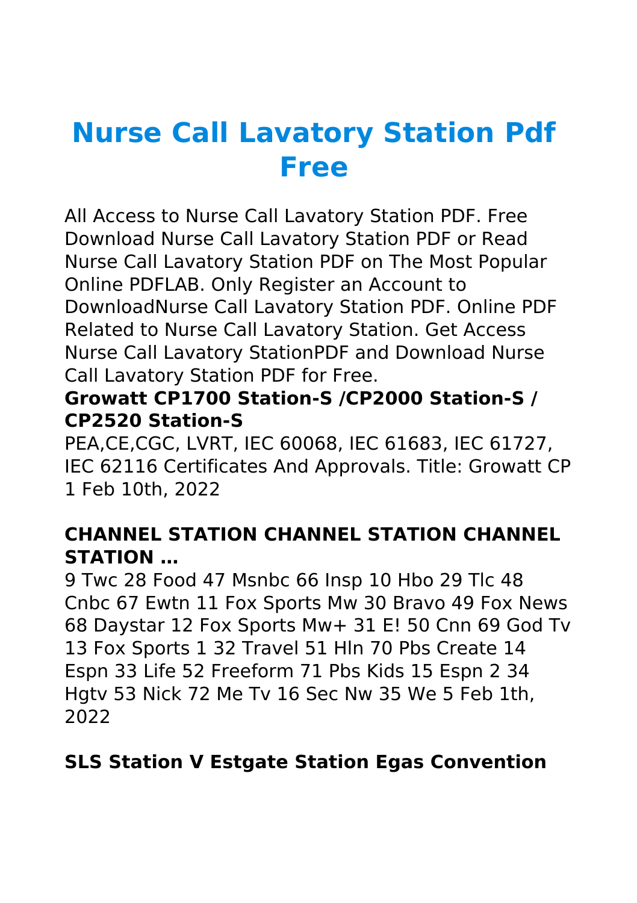# Nurse Call Lavatory Station Pdf Free

All Access to Nurse Call Lavatory Station PDF. Free Download Nurse Call Lavatory Station PDF or Read Nurse Call Lavatory Station PDF on The Most Popular Online PDFLAB. Only Register an Account to DownloadNurse Call Lavatory Station PDF. Online PDF Related to Nurse Call Lavatory Station. Get Access Nurse Call Lavatory StationPDF and Download Nurse Call Lavatory Station PDF for Free.

### Growatt CP1700 Station-S /CP2000 Station-S / CP2520 Station-S

PEA,CE,CGC, LVRT, IEC 60068, IEC 61683, IEC 61727, IEC 62116 Certificates And Approvals. Title: Growatt CP 1 Feb 10th, 2022

### CHANNEL STATION CHANNEL STATION CHANNEL STATION …

9 Twc 28 Food 47 Msnbc 66 Insp 10 Hbo 29 Tlc 48 Cnbc 67 Ewtn 11 Fox Sports Mw 30 Bravo 49 Fox News 68 Daystar 12 Fox Sports Mw+ 31 E! 50 Cnn 69 God Tv 13 Fox Sports 1 32 Travel 51 Hln 70 Pbs Create 14 Espn 33 Life 52 Freeform 71 Pbs Kids 15 Espn 2 34 Hgtv 53 Nick 72 Me Tv 16 Sec Nw 35 We 5 Feb 1th, 2022

### SLS Station V Estgate Station Egas Convention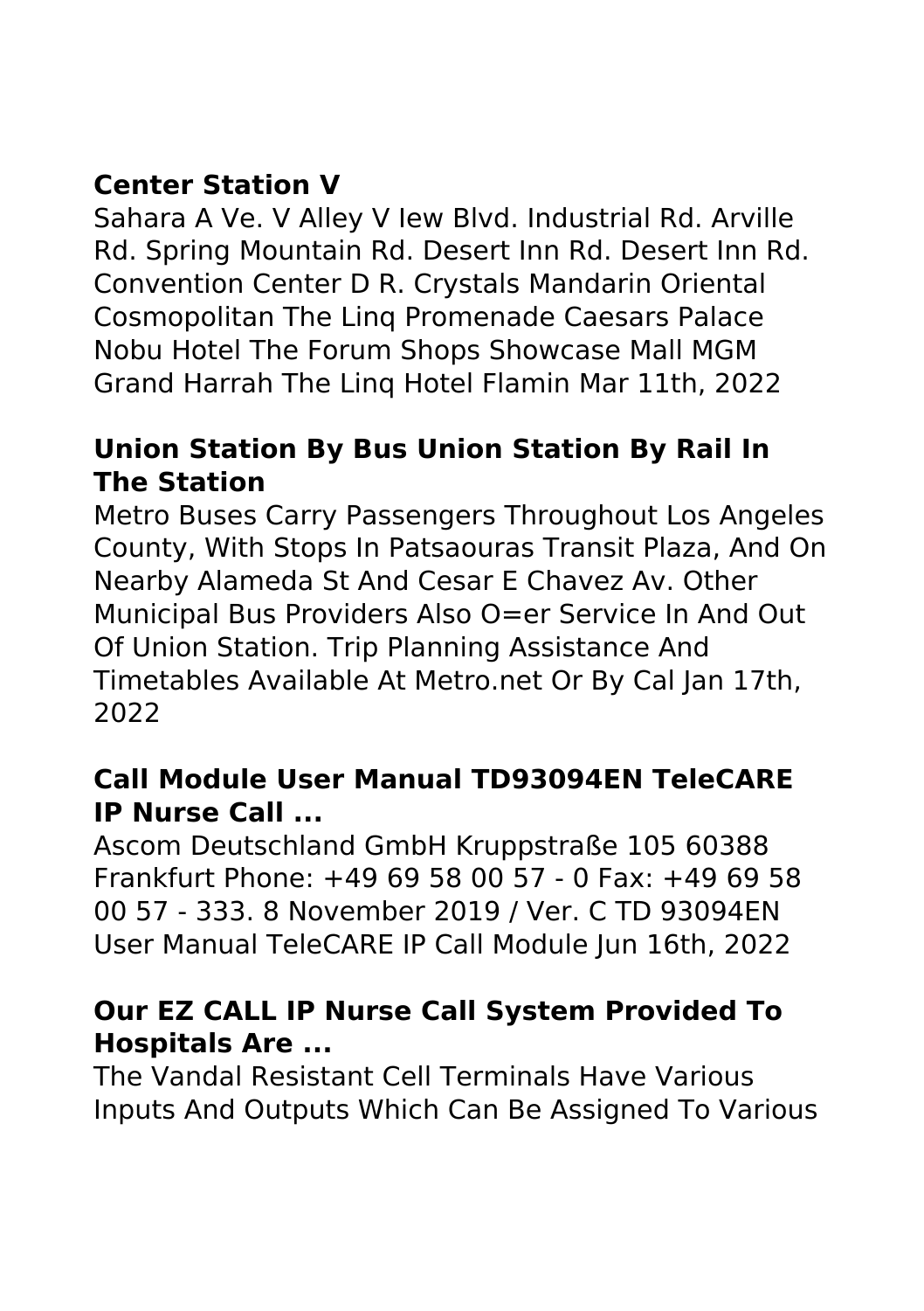## Center Station V

Sahara A Ve. V Alley V Iew Blvd. Industrial Rd. Arville Rd. Spring Mountain Rd. Desert Inn Rd. Desert Inn Rd. Convention Center D R. Crystals Mandarin Oriental Cosmopolitan The Linq Promenade Caesars Palace Nobu Hotel The Forum Shops Showcase Mall MGM Grand Harrah The Linq Hotel Flamin Mar 11th, 2022

## Union Station By Bus Union Station By Rail In The Station

Metro Buses Carry Passengers Throughout Los Angeles County, With Stops In Patsaouras Transit Plaza, And On Nearby Alameda St And Cesar E Chavez Av. Other Municipal Bus Providers Also O=er Service In And Out Of Union Station. Trip Planning Assistance And Timetables Available At Metro.net Or By Cal Jan 17th, 2022

## Call Module User Manual TD93094EN TeleCARE IP Nurse Call ...

Ascom Deutschland GmbH Kruppstraße 105 60388 Frankfurt Phone: +49 69 58 00 57 - 0 Fax: +49 69 58 00 57 - 333. 8 November 2019 / Ver. C TD 93094EN User Manual TeleCARE IP Call Module Jun 16th, 2022

## Our EZ CALL IP Nurse Call System Provided To Hospitals Are ...

The Vandal Resistant Cell Terminals Have Various Inputs And Outputs Which Can Be Assigned To Various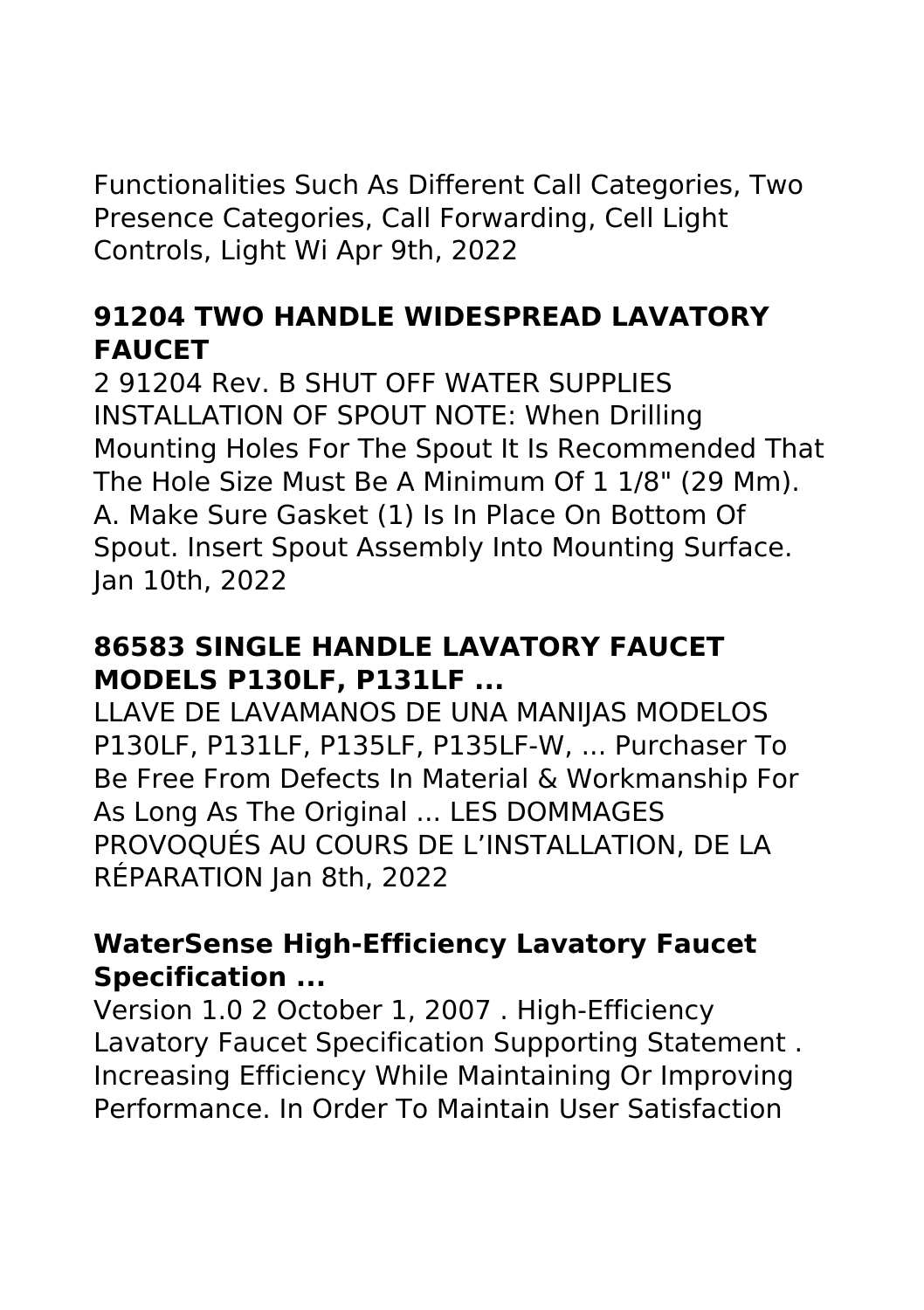Functionalities Such As Different Call Categories, Two Presence Categories, Call Forwarding, Cell Light Controls, Light Wi Apr 9th, 2022

### 91204 TWO HANDLE WIDESPREAD LAVATORY FAUCET

2 91204 Rev. B SHUT OFF WATER SUPPLIES INSTALLATION OF SPOUT NOTE: When Drilling Mounting Holes For The Spout It Is Recommended That The Hole Size Must Be A Minimum Of 1 1/8" (29 Mm). A. Make Sure Gasket (1) Is In Place On Bottom Of Spout. Insert Spout Assembly Into Mounting Surface. Jan 10th, 2022

### 86583 SINGLE HANDLE LAVATORY FAUCET MODELS P130LF, P131LF ...

LLAVE DE LAVAMANOS DE UNA MANIJAS MODELOS P130LF, P131LF, P135LF, P135LF-W, ... Purchaser To Be Free From Defects In Material & Workmanship For As Long As The Original ... LES DOMMAGES PROVOQUÉS AU COURS DE L'INSTALLATION, DE LA RÉPARATION Jan 8th, 2022

### WaterSense High-Efficiency Lavatory Faucet Specification ...

Version 1.0 2 October 1, 2007 . High-Efficiency Lavatory Faucet Specification Supporting Statement . Increasing Efficiency While Maintaining Or Improving Performance. In Order To Maintain User Satisfaction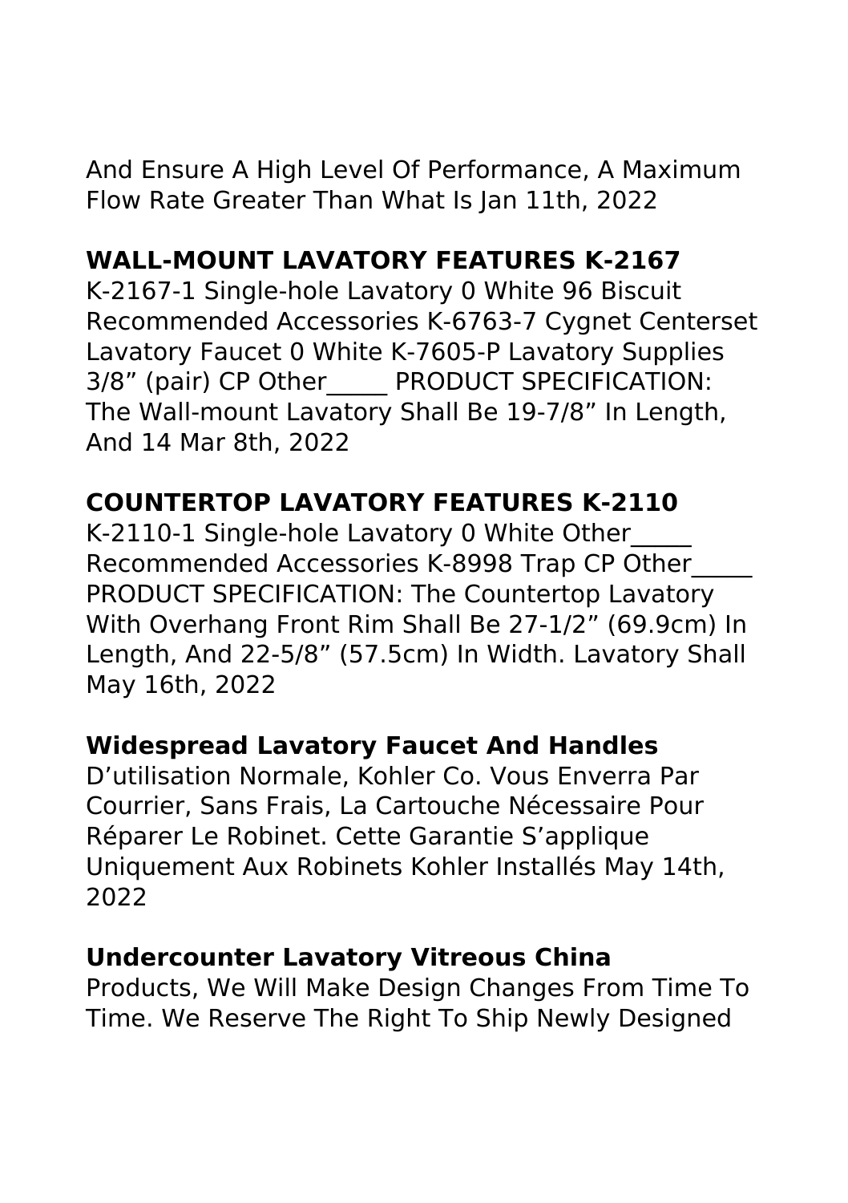And Ensure A High Level Of Performance, A Maximum Flow Rate Greater Than What Is Jan 11th, 2022

**WALL-MOUNT LAVATORY FEATURES K-2167**

K-2167-1 Single-hole Lavatory 0 White 96 Biscuit Recommended Accessories K-6763-7 Cygnet Centerset Lavatory Faucet 0 White K-7605-P Lavatory Supplies 3/8" (pair) CP Other_____ PRODUCT SPECIFICATION: The Wall-mount Lavatory Shall Be 19-7/8" In Length, And 14 Mar 8th, 2022

**COUNTERTOP LAVATORY FEATURES K-2110**

K-2110-1 Single-hole Lavatory 0 White Other_____ Recommended Accessories K-8998 Trap CP Other_____ PRODUCT SPECIFICATION: The Countertop Lavatory With Overhang Front Rim Shall Be 27-1/2" (69.9cm) In Length, And 22-5/8" (57.5cm) In Width. Lavatory Shall May 16th, 2022

**Widespread Lavatory Faucet And Handles**

D'utilisation Normale, Kohler Co. Vous Enverra Par Courrier, Sans Frais, La Cartouche Nécessaire Pour Réparer Le Robinet. Cette Garantie S'applique Uniquement Aux Robinets Kohler Installés May 14th, 2022

**Undercounter Lavatory Vitreous China**

Products, We Will Make Design Changes From Time To Time. We Reserve The Right To Ship Newly Designed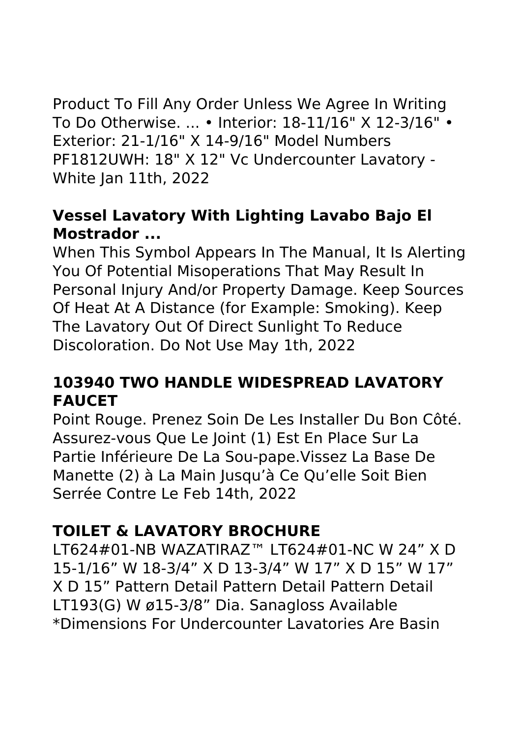Product To Fill Any Order Unless We Agree In Writing To Do Otherwise. ... • Interior: 18-11/16" X 12-3/16" • Exterior: 21-1/16" X 14-9/16" Model Numbers PF1812UWH: 18" X 12" Vc Undercounter Lavatory - White Jan 11th, 2022

### Vessel Lavatory With Lighting Lavabo Bajo El Mostrador ...

When This Symbol Appears In The Manual, It Is Alerting You Of Potential Misoperations That May Result In Personal Injury And/or Property Damage. Keep Sources Of Heat At A Distance (for Example: Smoking). Keep The Lavatory Out Of Direct Sunlight To Reduce Discoloration. Do Not Use May 1th, 2022

### 103940 TWO HANDLE WIDESPREAD LAVATORY FAUCET

Point Rouge. Prenez Soin De Les Installer Du Bon Côté. Assurez-vous Que Le Joint (1) Est En Place Sur La Partie Inférieure De La Sou-pape.Vissez La Base De Manette (2) à La Main Jusqu'à Ce Qu'elle Soit Bien Serrée Contre Le Feb 14th, 2022

### TOILET & LAVATORY BROCHURE

LT624#01-NB WAZATIRAZ™ LT624#01-NC W 24" X D 15-1/16" W 18-3/4" X D 13-3/4" W 17" X D 15" W 17" X D 15" Pattern Detail Pattern Detail Pattern Detail LT193(G) W ø15-3/8" Dia. Sanagloss Available *Dimensions For Undercounter Lavatories Are Basin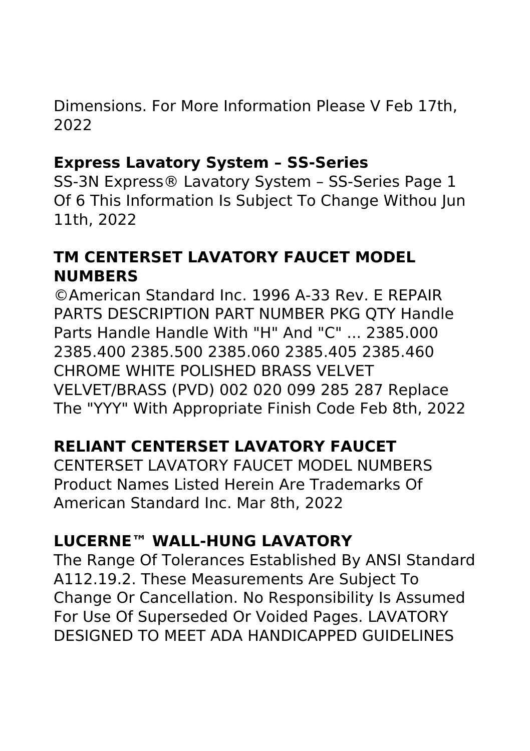Dimensions. For More Information Please V Feb 17th, 2022

## Express Lavatory System – SS-Series

SS-3N Express® Lavatory System – SS-Series Page 1 Of 6 This Information Is Subject To Change Withou Jun 11th, 2022

## TM CENTERSET LAVATORY FAUCET MODEL NUMBERS

©American Standard Inc. 1996 A-33 Rev. E REPAIR PARTS DESCRIPTION PART NUMBER PKG QTY Handle Parts Handle Handle With "H" And "C" ... 2385.000 2385.400 2385.500 2385.060 2385.405 2385.460 CHROME WHITE POLISHED BRASS VELVET VELVET/BRASS (PVD) 002 020 099 285 287 Replace The "YYY" With Appropriate Finish Code Feb 8th, 2022

## RELIANT CENTERSET LAVATORY FAUCET

CENTERSET LAVATORY FAUCET MODEL NUMBERS Product Names Listed Herein Are Trademarks Of American Standard Inc. Mar 8th, 2022

## LUCERNE™ WALL-HUNG LAVATORY

The Range Of Tolerances Established By ANSI Standard A112.19.2. These Measurements Are Subject To Change Or Cancellation. No Responsibility Is Assumed For Use Of Superseded Or Voided Pages. LAVATORY DESIGNED TO MEET ADA HANDICAPPED GUIDELINES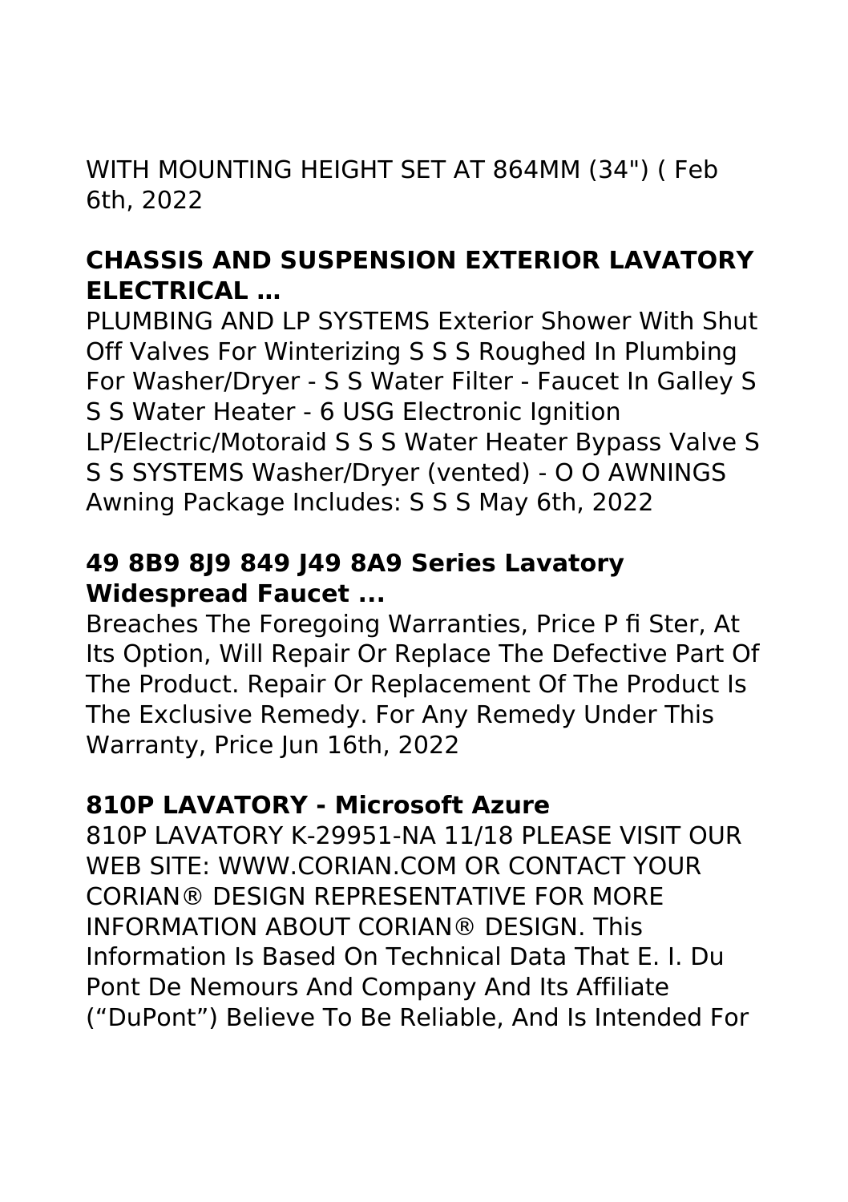WITH MOUNTING HEIGHT SET AT 864MM (34") ( Feb 6th, 2022

### CHASSIS AND SUSPENSION EXTERIOR LAVATORY ELECTRICAL …

PLUMBING AND LP SYSTEMS Exterior Shower With Shut Off Valves For Winterizing S S S Roughed In Plumbing For Washer/Dryer - S S Water Filter - Faucet In Galley S S S Water Heater - 6 USG Electronic Ignition LP/Electric/Motoraid S S S Water Heater Bypass Valve S S S SYSTEMS Washer/Dryer (vented) - O O AWNINGS Awning Package Includes: S S S May 6th, 2022

### 49 8B9 8J9 849 J49 8A9 Series Lavatory Widespread Faucet ...

Breaches The Foregoing Warranties, Price P fi Ster, At Its Option, Will Repair Or Replace The Defective Part Of The Product. Repair Or Replacement Of The Product Is The Exclusive Remedy. For Any Remedy Under This Warranty, Price Jun 16th, 2022

### 810P LAVATORY - Microsoft Azure

810P LAVATORY K-29951-NA 11/18 PLEASE VISIT OUR WEB SITE: WWW.CORIAN.COM OR CONTACT YOUR CORIAN® DESIGN REPRESENTATIVE FOR MORE INFORMATION ABOUT CORIAN® DESIGN. This Information Is Based On Technical Data That E. I. Du Pont De Nemours And Company And Its Affiliate ("DuPont") Believe To Be Reliable, And Is Intended For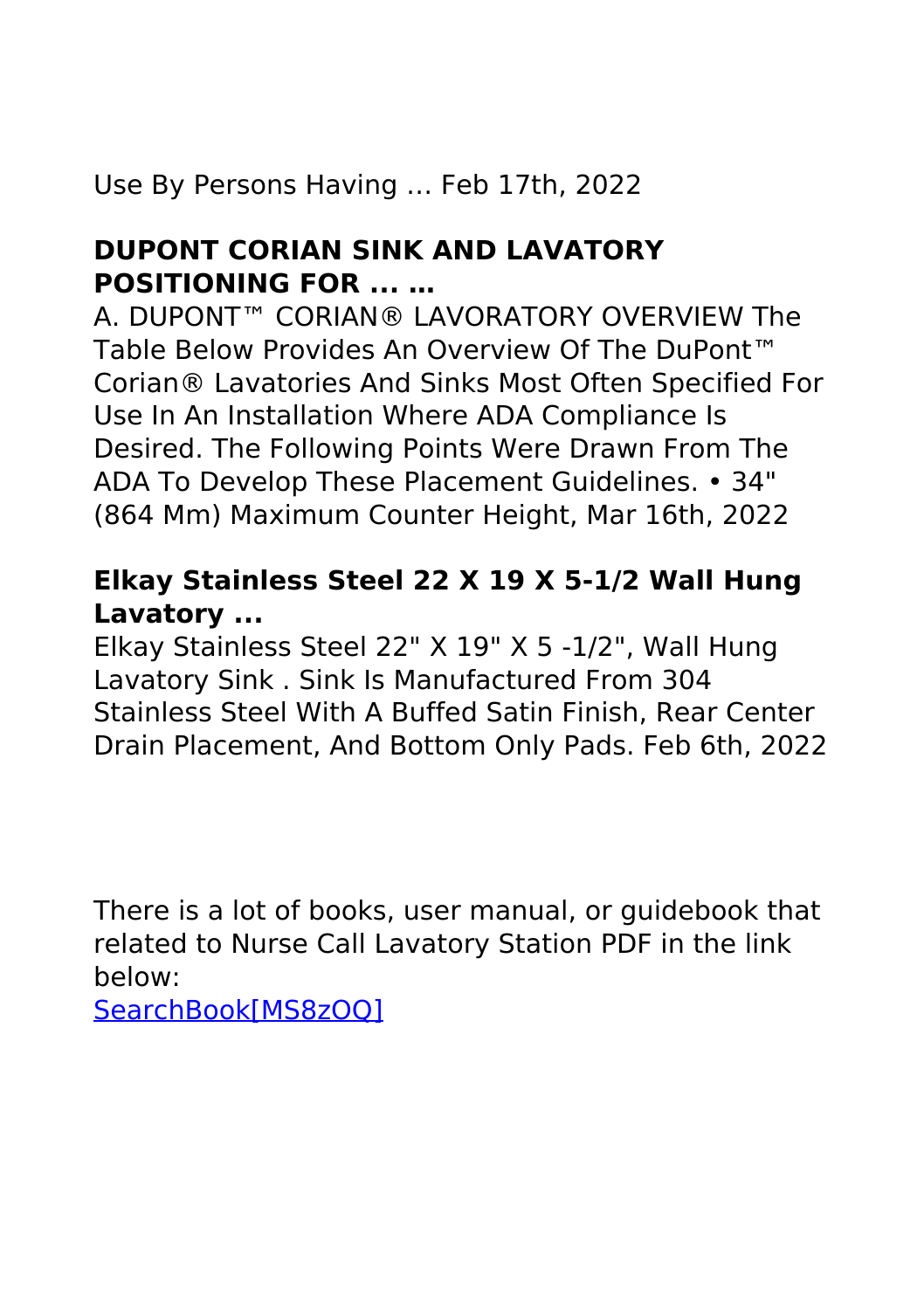Use By Persons Having … Feb 17th, 2022

**DUPONT CORIAN SINK AND LAVATORY POSITIONING FOR ... …**

A. DUPONT™ CORIAN® LAVORATORY OVERVIEW The Table Below Provides An Overview Of The DuPont™ Corian® Lavatories And Sinks Most Often Specified For Use In An Installation Where ADA Compliance Is Desired. The Following Points Were Drawn From The ADA To Develop These Placement Guidelines. • 34" (864 Mm) Maximum Counter Height, Mar 16th, 2022

**Elkay Stainless Steel 22 X 19 X 5-1/2 Wall Hung Lavatory ...**

Elkay Stainless Steel 22" X 19" X 5 -1/2", Wall Hung Lavatory Sink . Sink Is Manufactured From 304 Stainless Steel With A Buffed Satin Finish, Rear Center Drain Placement, And Bottom Only Pads. Feb 6th, 2022

There is a lot of books, user manual, or guidebook that related to Nurse Call Lavatory Station PDF in the link below:

SearchBook[MS8zOQ]